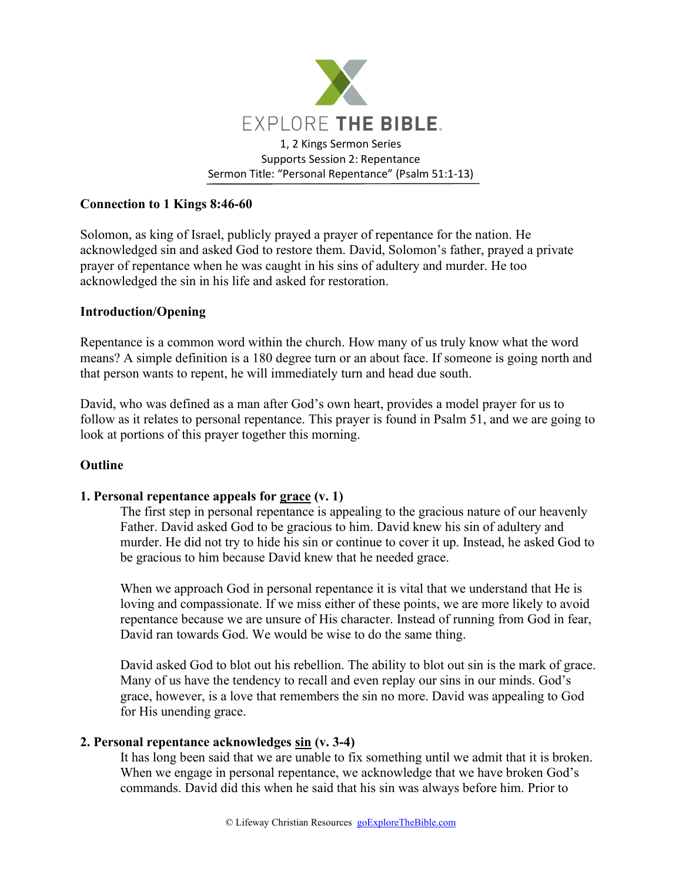EXPLORE THE BIBLE

1, 2 Kings Sermon Series

Supports Session 2: Repentance

Sermon Title: "Personal Repentance" (Psalm 51:1-13)

**Connection to 1 Kings 8:46-60**

Solomon, as king of Israel, publicly prayed a prayer of repentance for the nation. He acknowledged sin and asked God to restore them. David, Solomon's father, prayed a private prayer of repentance when he was caught in his sins of adultery and murder. He too acknowledged the sin in his life and asked for restoration.

**Introduction/Opening**

Repentance is a common word within the church. How many of us truly know what the word means? A simple definition is a 180 degree turn or an about face. If someone is going north and that person wants to repent, he will immediately turn and head due south.

David, who was defined as a man after God's own heart, provides a model prayer for us to follow as it relates to personal repentance. This prayer is found in Psalm 51, and we are going to look at portions of this prayer together this morning.

**Outline**

**1. Personal repentance appeals for <u>grace</u> (v. 1)**

The first step in personal repentance is appealing to the gracious nature of our heavenly Father. David asked God to be gracious to him. David knew his sin of adultery and murder. He did not try to hide his sin or continue to cover it up. Instead, he asked God to be gracious to him because David knew that he needed grace.

When we approach God in personal repentance it is vital that we understand that He is loving and compassionate. If we miss either of these points, we are more likely to avoid repentance because we are unsure of His character. Instead of running from God in fear, David ran towards God. We would be wise to do the same thing.

David asked God to blot out his rebellion. The ability to blot out sin is the mark of grace. Many of us have the tendency to recall and even replay our sins in our minds. God's grace, however, is a love that remembers the sin no more. David was appealing to God for His unending grace.

**2. Personal repentance acknowledges <u>sin</u> (v. 3-4)**

It has long been said that we are unable to fix something until we admit that it is broken. When we engage in personal repentance, we acknowledge that we have broken God's commands. David did this when he said that his sin was always before him. Prior to

© Lifeway Christian Resources goExploreTheBible.com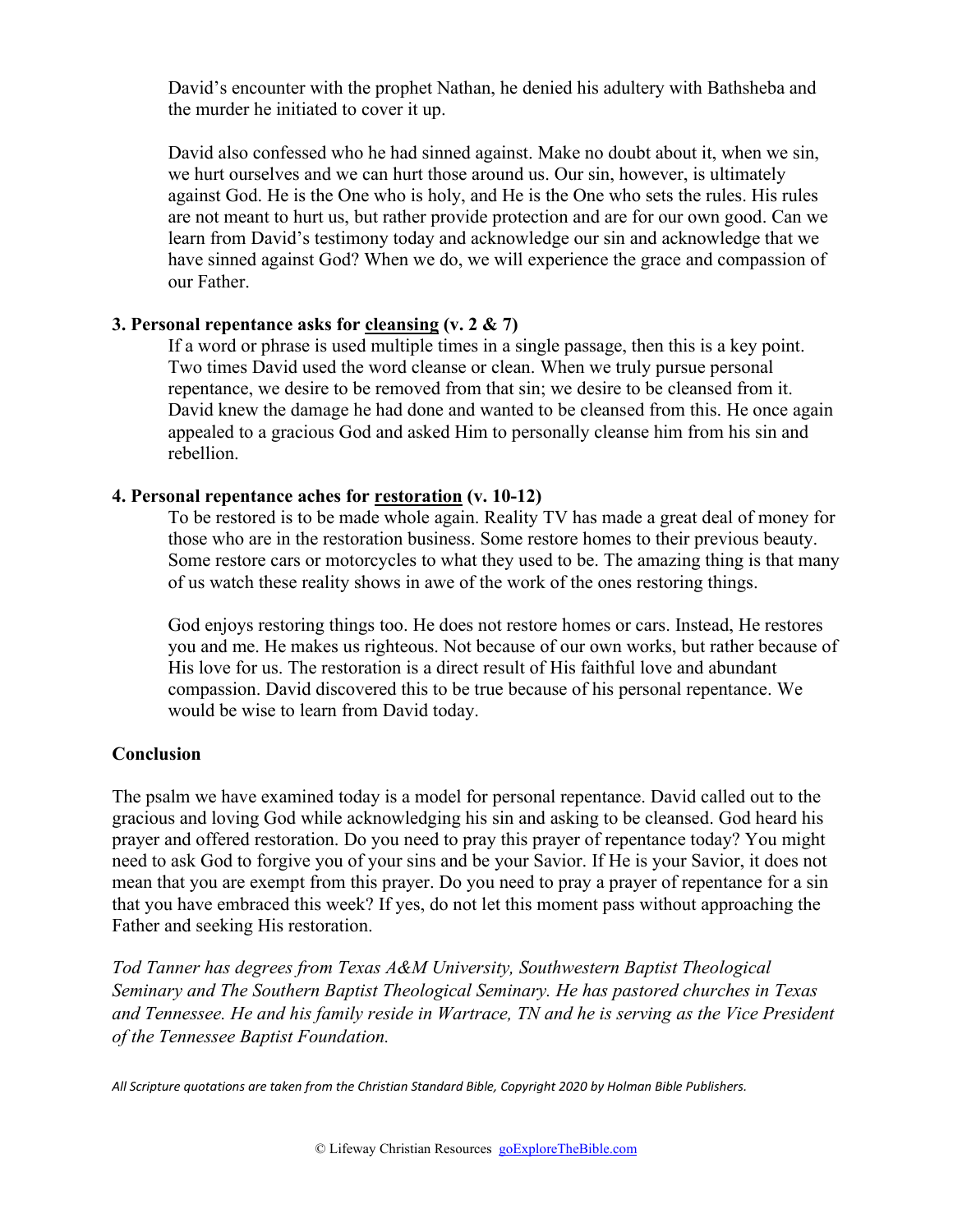David's encounter with the prophet Nathan, he denied his adultery with Bathsheba and the murder he initiated to cover it up.

David also confessed who he had sinned against. Make no doubt about it, when we sin, we hurt ourselves and we can hurt those around us. Our sin, however, is ultimately against God. He is the One who is holy, and He is the One who sets the rules. His rules are not meant to hurt us, but rather provide protection and are for our own good. Can we learn from David's testimony today and acknowledge our sin and acknowledge that we have sinned against God? When we do, we will experience the grace and compassion of our Father.

**3. Personal repentance asks for <u>cleansing</u> (v. 2 & 7)**

If a word or phrase is used multiple times in a single passage, then this is a key point. Two times David used the word cleanse or clean. When we truly pursue personal repentance, we desire to be removed from that sin; we desire to be cleansed from it. David knew the damage he had done and wanted to be cleansed from this. He once again appealed to a gracious God and asked Him to personally cleanse him from his sin and rebellion.

**4. Personal repentance aches for <u>restoration</u> (v. 10-12)**

To be restored is to be made whole again. Reality TV has made a great deal of money for those who are in the restoration business. Some restore homes to their previous beauty. Some restore cars or motorcycles to what they used to be. The amazing thing is that many of us watch these reality shows in awe of the work of the ones restoring things.

God enjoys restoring things too. He does not restore homes or cars. Instead, He restores you and me. He makes us righteous. Not because of our own works, but rather because of His love for us. The restoration is a direct result of His faithful love and abundant compassion. David discovered this to be true because of his personal repentance. We would be wise to learn from David today.

**Conclusion**

The psalm we have examined today is a model for personal repentance. David called out to the gracious and loving God while acknowledging his sin and asking to be cleansed. God heard his prayer and offered restoration. Do you need to pray this prayer of repentance today? You might need to ask God to forgive you of your sins and be your Savior. If He is your Savior, it does not mean that you are exempt from this prayer. Do you need to pray a prayer of repentance for a sin that you have embraced this week? If yes, do not let this moment pass without approaching the Father and seeking His restoration.

*Tod Tanner has degrees from Texas A&M University, Southwestern Baptist Theological Seminary and The Southern Baptist Theological Seminary. He has pastored churches in Texas and Tennessee. He and his family reside in Wartrace, TN and he is serving as the Vice President of the Tennessee Baptist Foundation.*

*All Scripture quotations are taken from the Christian Standard Bible, Copyright 2020 by Holman Bible Publishers.*

© Lifeway Christian Resources goExploreTheBible.com